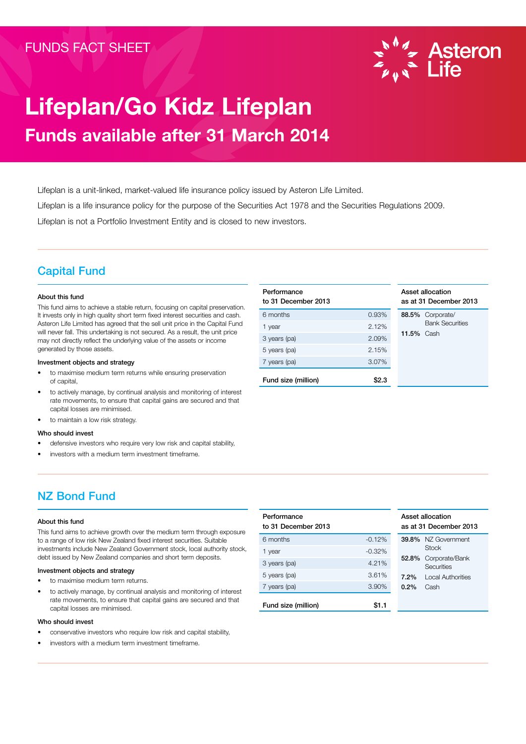FUNDS FACT SHEET

Asteron Life

# Lifeplan/Go Kidz Lifeplan

## Funds available after 31 March 2014

Lifeplan is a unit-linked, market-valued life insurance policy issued by Asteron Life Limited.

Lifeplan is a life insurance policy for the purpose of the Securities Act 1978 and the Securities Regulations 2009.

Lifeplan is not a Portfolio Investment Entity and is closed to new investors.

## Capital Fund

**About this fund**

This fund aims to achieve a stable return, focusing on capital preservation. It invests only in high quality short term fixed interest securities and cash. Asteron Life Limited has agreed that the sell unit price in the Capital Fund will never fall. This undertaking is not secured. As a result, the unit price may not directly reflect the underlying value of the assets or income generated by those assets.

**Investment objects and strategy**

- to maximise medium term returns while ensuring preservation of capital,
- to actively manage, by continual analysis and monitoring of interest rate movements, to ensure that capital gains are secured and that capital losses are minimised.
- to maintain a low risk strategy.

**Who should invest**

- defensive investors who require very low risk and capital stability,
- investors with a medium term investment timeframe.

| Performance to 31 December 2013 | |
|---|---|
| 6 months | 0.93% |
| 1 year | 2.12% |
| 3 years (pa) | 2.09% |
| 5 years (pa) | 2.15% |
| 7 years (pa) | 3.07% |
| **Fund size (million)** | **$2.3** |

| Asset allocation as at 31 December 2013 | |
|---|---|
| **88.5%** | Corporate/ Bank Securities |
| **11.5%** | Cash |

## NZ Bond Fund

**About this fund**

This fund aims to achieve growth over the medium term through exposure to a range of low risk New Zealand fixed interest securities. Suitable investments include New Zealand Government stock, local authority stock, debt issued by New Zealand companies and short term deposits.

**Investment objects and strategy**

- to maximise medium term returns.
- to actively manage, by continual analysis and monitoring of interest rate movements, to ensure that capital gains are secured and that capital losses are minimised.

**Who should invest**

- conservative investors who require low risk and capital stability,
- investors with a medium term investment timeframe.

| Performance to 31 December 2013 | |
|---|---|
| 6 months | -0.12% |
| 1 year | -0.32% |
| 3 years (pa) | 4.21% |
| 5 years (pa) | 3.61% |
| 7 years (pa) | 3.90% |
| **Fund size (million)** | **$1.1** |

| Asset allocation as at 31 December 2013 | |
|---|---|
| **39.8%** | NZ Government Stock |
| **52.8%** | Corporate/Bank Securities |
| **7.2%** | Local Authorities |
| **0.2%** | Cash |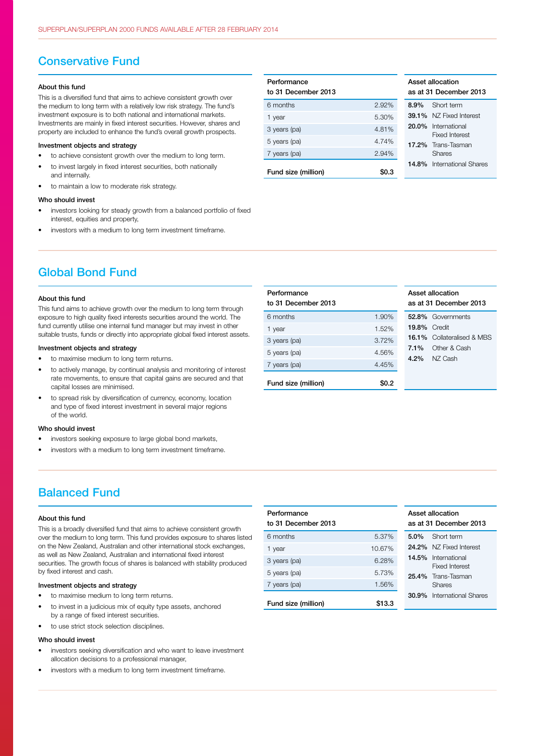## Conservative Fund

### About this fund

This is a diversified fund that aims to achieve consistent growth over the medium to long term with a relatively low risk strategy. The fund's investment exposure is to both national and international markets. Investments are mainly in fixed interest securities. However, shares and property are included to enhance the fund's overall growth prospects.

### Investment objects and strategy

- to achieve consistent growth over the medium to long term.
- to invest largely in fixed interest securities, both nationally and internally.
- to maintain a low to moderate risk strategy.

### Who should invest

- investors looking for steady growth from a balanced portfolio of fixed interest, equities and property,
- investors with a medium to long term investment timeframe.

| Performance to 31 December 2013 | |
|---|---|
| 6 months | 2.92% |
| 1 year | 5.30% |
| 3 years (pa) | 4.81% |
| 5 years (pa) | 4.74% |
| 7 years (pa) | 2.94% |
| **Fund size (million)** | **$0.3** |

| Asset allocation as at 31 December 2013 | |
|---|---|
| **8.9%** | Short term |
| **39.1%** | NZ Fixed Interest |
| **20.0%** | International Fixed Interest |
| **17.2%** | Trans-Tasman Shares |
| **14.8%** | International Shares |

## Global Bond Fund

### About this fund

This fund aims to achieve growth over the medium to long term through exposure to high quality fixed interests securities around the world. The fund currently utilise one internal fund manager but may invest in other suitable trusts, funds or directly into appropriate global fixed interest assets.

### Investment objects and strategy

- to maximise medium to long term returns.
- to actively manage, by continual analysis and monitoring of interest rate movements, to ensure that capital gains are secured and that capital losses are minimised.
- to spread risk by diversification of currency, economy, location and type of fixed interest investment in several major regions of the world.

### Who should invest

- investors seeking exposure to large global bond markets,
- investors with a medium to long term investment timeframe.

| Performance to 31 December 2013 | |
|---|---|
| 6 months | 1.90% |
| 1 year | 1.52% |
| 3 years (pa) | 3.72% |
| 5 years (pa) | 4.56% |
| 7 years (pa) | 4.45% |
| **Fund size (million)** | **$0.2** |

| Asset allocation as at 31 December 2013 | |
|---|---|
| **52.8%** | Governments |
| **19.8%** | Credit |
| **16.1%** | Collateralised & MBS |
| **7.1%** | Other & Cash |
| **4.2%** | NZ Cash |

## Balanced Fund

### About this fund

This is a broadly diversified fund that aims to achieve consistent growth over the medium to long term. This fund provides exposure to shares listed on the New Zealand, Australian and other international stock exchanges, as well as New Zealand, Australian and international fixed interest securities. The growth focus of shares is balanced with stability produced by fixed interest and cash.

### Investment objects and strategy

- to maximise medium to long term returns.
- to invest in a judicious mix of equity type assets, anchored by a range of fixed interest securities.
- to use strict stock selection disciplines.

### Who should invest

- investors seeking diversification and who want to leave investment allocation decisions to a professional manager,
- investors with a medium to long term investment timeframe.

| Performance to 31 December 2013 | |
|---|---|
| 6 months | 5.37% |
| 1 year | 10.67% |
| 3 years (pa) | 6.28% |
| 5 years (pa) | 5.73% |
| 7 years (pa) | 1.56% |
| **Fund size (million)** | **$13.3** |

| Asset allocation as at 31 December 2013 | |
|---|---|
| **5.0%** | Short term |
| **24.2%** | NZ Fixed Interest |
| **14.5%** | International Fixed Interest |
| **25.4%** | Trans-Tasman Shares |
| **30.9%** | International Shares |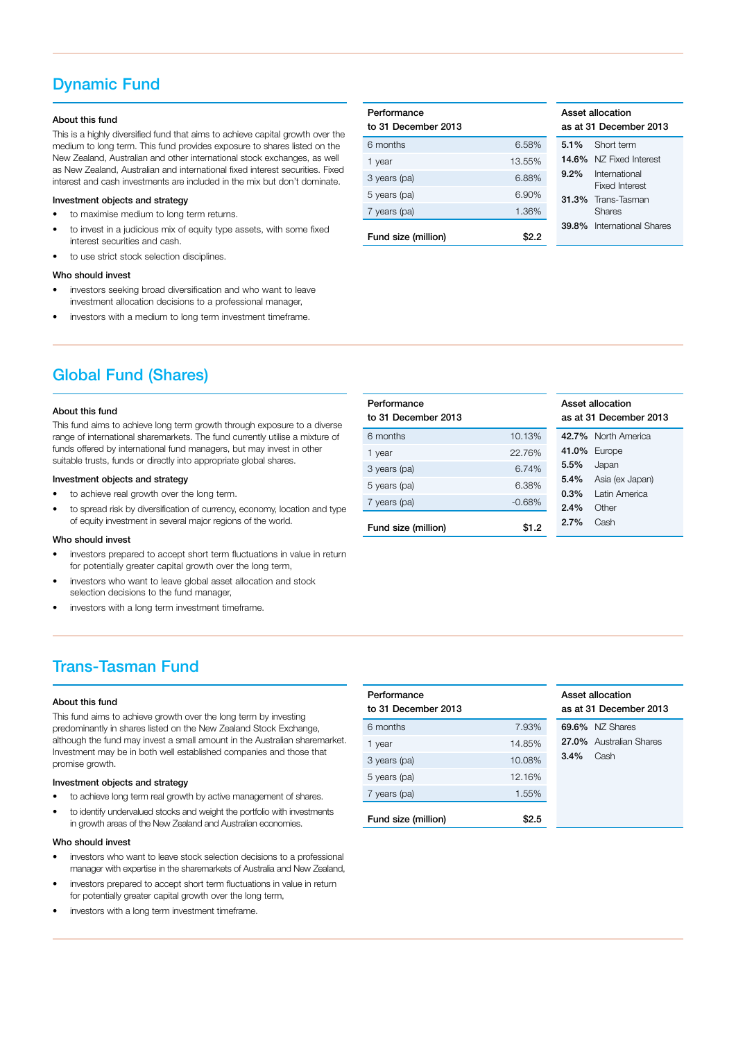## Dynamic Fund

### About this fund

This is a highly diversified fund that aims to achieve capital growth over the medium to long term. This fund provides exposure to shares listed on the New Zealand, Australian and other international stock exchanges, as well as New Zealand, Australian and international fixed interest securities. Fixed interest and cash investments are included in the mix but don't dominate.

### Investment objects and strategy

- to maximise medium to long term returns.
- to invest in a judicious mix of equity type assets, with some fixed interest securities and cash.
- to use strict stock selection disciplines.

### Who should invest

- investors seeking broad diversification and who want to leave investment allocation decisions to a professional manager,
- investors with a medium to long term investment timeframe.

| Performance to 31 December 2013 | |
|---|---|
| 6 months | 6.58% |
| 1 year | 13.55% |
| 3 years (pa) | 6.88% |
| 5 years (pa) | 6.90% |
| 7 years (pa) | 1.36% |
| **Fund size (million)** | **$2.2** |

| Asset allocation as at 31 December 2013 | |
|---|---|
| **5.1%** | Short term |
| **14.6%** | NZ Fixed Interest |
| **9.2%** | International Fixed Interest |
| **31.3%** | Trans-Tasman Shares |
| **39.8%** | International Shares |

## Global Fund (Shares)

### About this fund

This fund aims to achieve long term growth through exposure to a diverse range of international sharemarkets. The fund currently utilise a mixture of funds offered by international fund managers, but may invest in other suitable trusts, funds or directly into appropriate global shares.

### Investment objects and strategy

- to achieve real growth over the long term.
- to spread risk by diversification of currency, economy, location and type of equity investment in several major regions of the world.

### Who should invest

- investors prepared to accept short term fluctuations in value in return for potentially greater capital growth over the long term,
- investors who want to leave global asset allocation and stock selection decisions to the fund manager,
- investors with a long term investment timeframe.

| Performance to 31 December 2013 | |
|---|---|
| 6 months | 10.13% |
| 1 year | 22.76% |
| 3 years (pa) | 6.74% |
| 5 years (pa) | 6.38% |
| 7 years (pa) | -0.68% |
| **Fund size (million)** | **$1.2** |

| Asset allocation as at 31 December 2013 | |
|---|---|
| **42.7%** | North America |
| **41.0%** | Europe |
| **5.5%** | Japan |
| **5.4%** | Asia (ex Japan) |
| **0.3%** | Latin America |
| **2.4%** | Other |
| **2.7%** | Cash |

## Trans-Tasman Fund

### About this fund

This fund aims to achieve growth over the long term by investing predominantly in shares listed on the New Zealand Stock Exchange, although the fund may invest a small amount in the Australian sharemarket. Investment may be in both well established companies and those that promise growth.

### Investment objects and strategy

- to achieve long term real growth by active management of shares.
- to identify undervalued stocks and weight the portfolio with investments in growth areas of the New Zealand and Australian economies.

### Who should invest

- investors who want to leave stock selection decisions to a professional manager with expertise in the sharemarkets of Australia and New Zealand,
- investors prepared to accept short term fluctuations in value in return for potentially greater capital growth over the long term,
- investors with a long term investment timeframe.

| Performance to 31 December 2013 | |
|---|---|
| 6 months | 7.93% |
| 1 year | 14.85% |
| 3 years (pa) | 10.08% |
| 5 years (pa) | 12.16% |
| 7 years (pa) | 1.55% |
| **Fund size (million)** | **$2.5** |

| Asset allocation as at 31 December 2013 | |
|---|---|
| **69.6%** | NZ Shares |
| **27.0%** | Australian Shares |
| **3.4%** | Cash |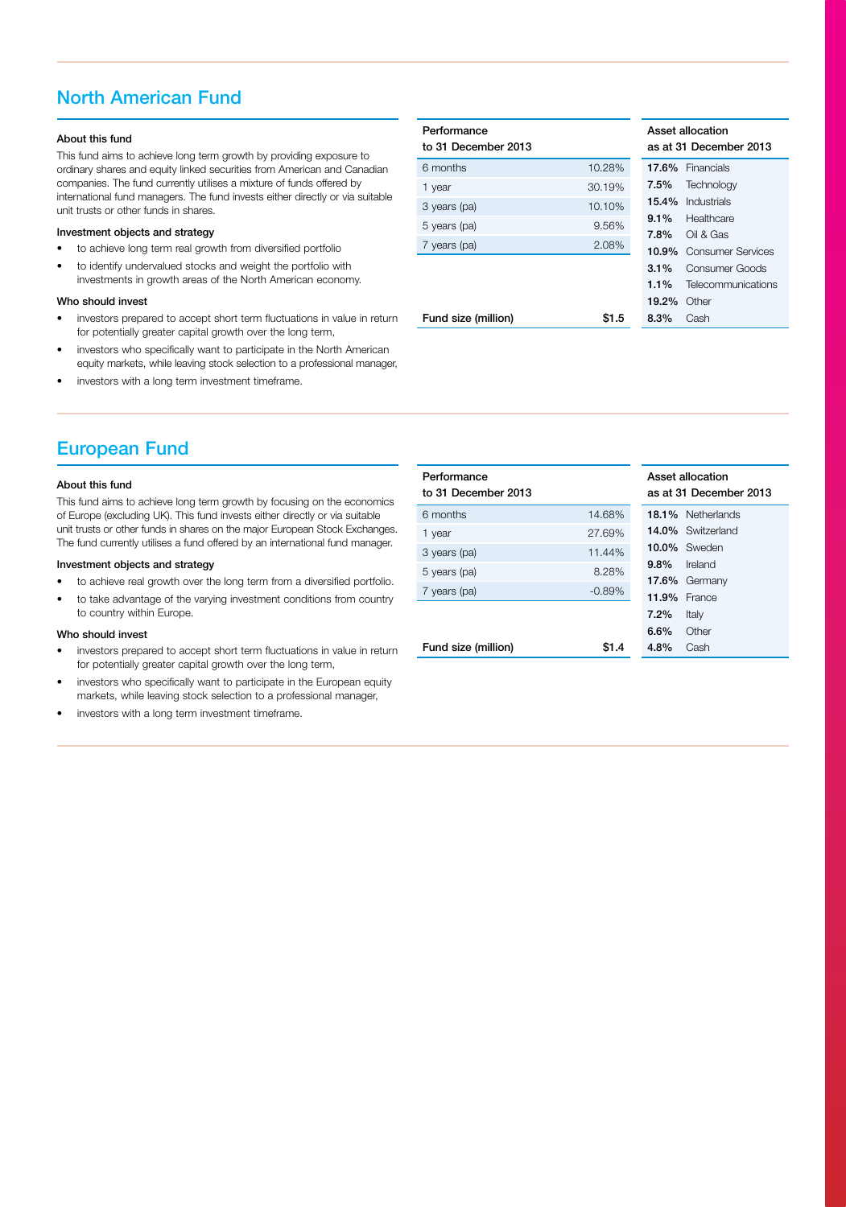## North American Fund

#### About this fund

This fund aims to achieve long term growth by providing exposure to ordinary shares and equity linked securities from American and Canadian companies. The fund currently utilises a mixture of funds offered by international fund managers. The fund invests either directly or via suitable unit trusts or other funds in shares.

#### Investment objects and strategy

- to achieve long term real growth from diversified portfolio
- to identify undervalued stocks and weight the portfolio with investments in growth areas of the North American economy.

#### Who should invest

- investors prepared to accept short term fluctuations in value in return for potentially greater capital growth over the long term,
- investors who specifically want to participate in the North American equity markets, while leaving stock selection to a professional manager,
- investors with a long term investment timeframe.

| Performance to 31 December 2013 | |
|---|---|
| 6 months | 10.28% |
| 1 year | 30.19% |
| 3 years (pa) | 10.10% |
| 5 years (pa) | 9.56% |
| 7 years (pa) | 2.08% |
| **Fund size (million)** | **$1.5** |

| Asset allocation as at 31 December 2013 | |
|---|---|
| **17.6%** | Financials |
| **7.5%** | Technology |
| **15.4%** | Industrials |
| **9.1%** | Healthcare |
| **7.8%** | Oil & Gas |
| **10.9%** | Consumer Services |
| **3.1%** | Consumer Goods |
| **1.1%** | Telecommunications |
| **19.2%** | Other |
| **8.3%** | Cash |

## European Fund

#### About this fund

This fund aims to achieve long term growth by focusing on the economics of Europe (excluding UK). This fund invests either directly or via suitable unit trusts or other funds in shares on the major European Stock Exchanges. The fund currently utilises a fund offered by an international fund manager.

#### Investment objects and strategy

- to achieve real growth over the long term from a diversified portfolio.
- to take advantage of the varying investment conditions from country to country within Europe.

#### Who should invest

- investors prepared to accept short term fluctuations in value in return for potentially greater capital growth over the long term,
- investors who specifically want to participate in the European equity markets, while leaving stock selection to a professional manager,
- investors with a long term investment timeframe.

| Performance to 31 December 2013 | |
|---|---|
| 6 months | 14.68% |
| 1 year | 27.69% |
| 3 years (pa) | 11.44% |
| 5 years (pa) | 8.28% |
| 7 years (pa) | -0.89% |
| **Fund size (million)** | **$1.4** |

| Asset allocation as at 31 December 2013 | |
|---|---|
| **18.1%** | Netherlands |
| **14.0%** | Switzerland |
| **10.0%** | Sweden |
| **9.8%** | Ireland |
| **17.6%** | Germany |
| **11.9%** | France |
| **7.2%** | Italy |
| **6.6%** | Other |
| **4.8%** | Cash |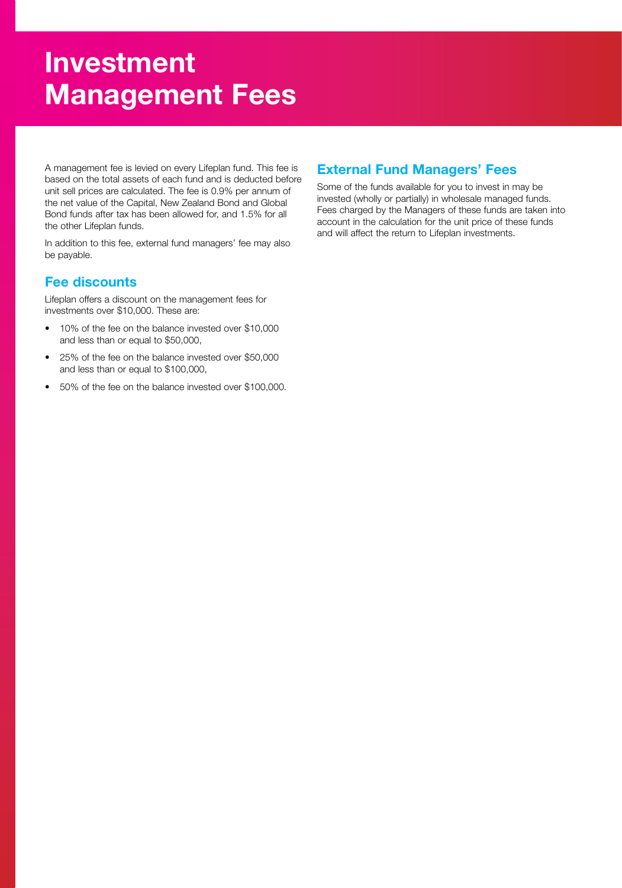# Investment Management Fees

A management fee is levied on every Lifeplan fund. This fee is based on the total assets of each fund and is deducted before unit sell prices are calculated. The fee is 0.9% per annum of the net value of the Capital, New Zealand Bond and Global Bond funds after tax has been allowed for, and 1.5% for all the other Lifeplan funds.

In addition to this fee, external fund managers' fee may also be payable.

## Fee discounts

Lifeplan offers a discount on the management fees for investments over $10,000. These are:

- 10% of the fee on the balance invested over $10,000 and less than or equal to $50,000,
- 25% of the fee on the balance invested over $50,000 and less than or equal to $100,000,
- 50% of the fee on the balance invested over $100,000.

## External Fund Managers' Fees

Some of the funds available for you to invest in may be invested (wholly or partially) in wholesale managed funds. Fees charged by the Managers of these funds are taken into account in the calculation for the unit price of these funds and will affect the return to Lifeplan investments.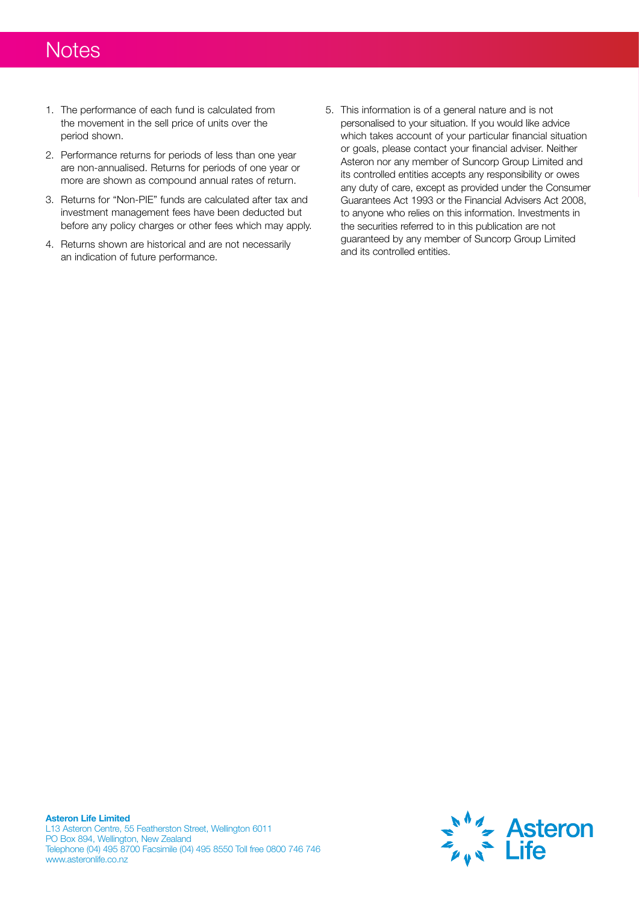# Notes

1. The performance of each fund is calculated from the movement in the sell price of units over the period shown.
2. Performance returns for periods of less than one year are non-annualised. Returns for periods of one year or more are shown as compound annual rates of return.
3. Returns for "Non-PIE" funds are calculated after tax and investment management fees have been deducted but before any policy charges or other fees which may apply.
4. Returns shown are historical and are not necessarily an indication of future performance.
5. This information is of a general nature and is not personalised to your situation. If you would like advice which takes account of your particular financial situation or goals, please contact your financial adviser. Neither Asteron nor any member of Suncorp Group Limited and its controlled entities accepts any responsibility or owes any duty of care, except as provided under the Consumer Guarantees Act 1993 or the Financial Advisers Act 2008, to anyone who relies on this information. Investments in the securities referred to in this publication are not guaranteed by any member of Suncorp Group Limited and its controlled entities.

**Asteron Life Limited**
L13 Asteron Centre, 55 Featherston Street, Wellington 6011
PO Box 894, Wellington, New Zealand
Telephone (04) 495 8700 Facsimile (04) 495 8550 Toll free 0800 746 746
www.asteronlife.co.nz

Asteron Life